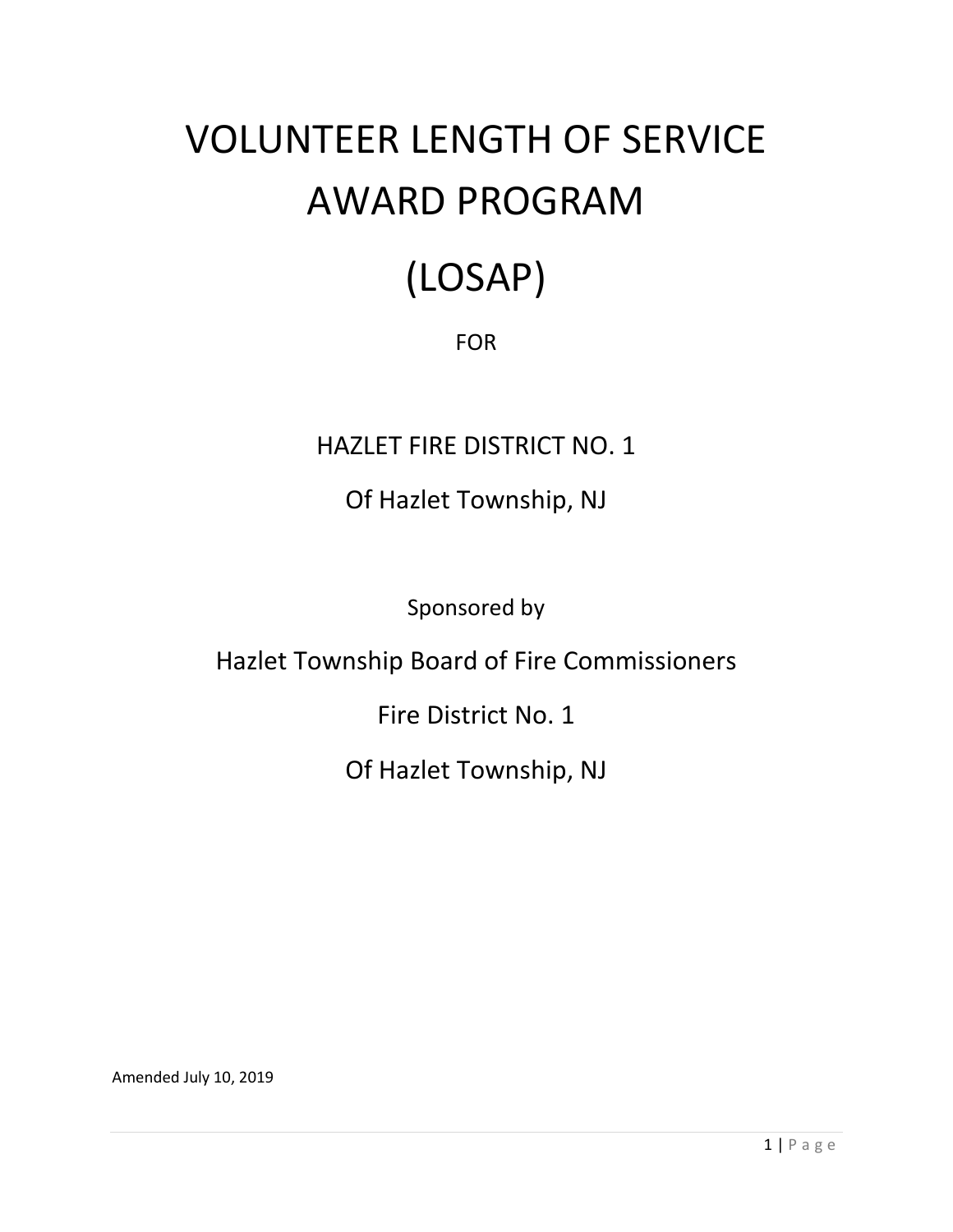# VOLUNTEER LENGTH OF SERVICE AWARD PROGRAM

# (LOSAP)

FOR

HAZLET FIRE DISTRICT NO. 1

Of Hazlet Township, NJ

Sponsored by

Hazlet Township Board of Fire Commissioners

Fire District No. 1

Of Hazlet Township, NJ

Amended July 10, 2019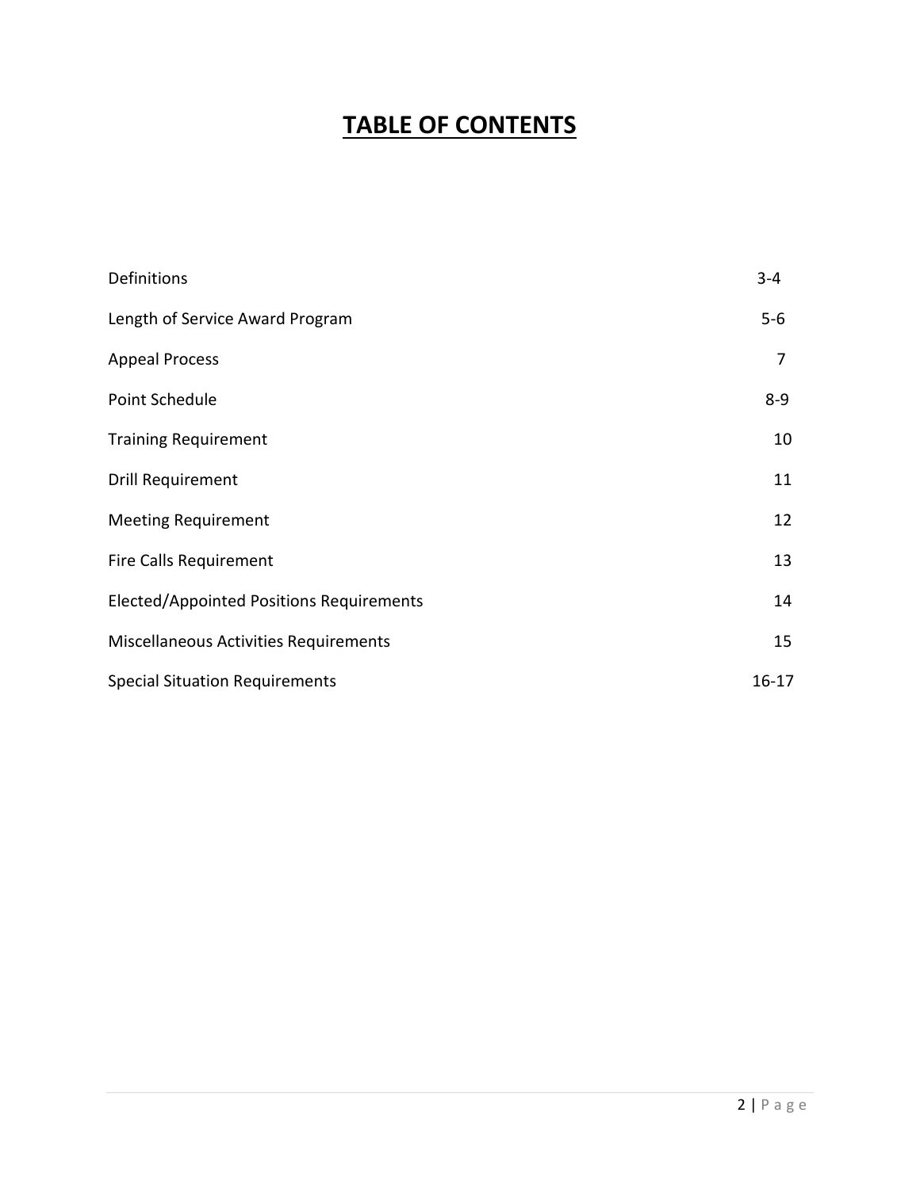# TABLE OF CONTENTS

| | |
|---|---|
| Definitions | 3-4 |
| Length of Service Award Program | 5-6 |
| Appeal Process | 7 |
| Point Schedule | 8-9 |
| Training Requirement | 10 |
| Drill Requirement | 11 |
| Meeting Requirement | 12 |
| Fire Calls Requirement | 13 |
| Elected/Appointed Positions Requirements | 14 |
| Miscellaneous Activities Requirements | 15 |
| Special Situation Requirements | 16-17 |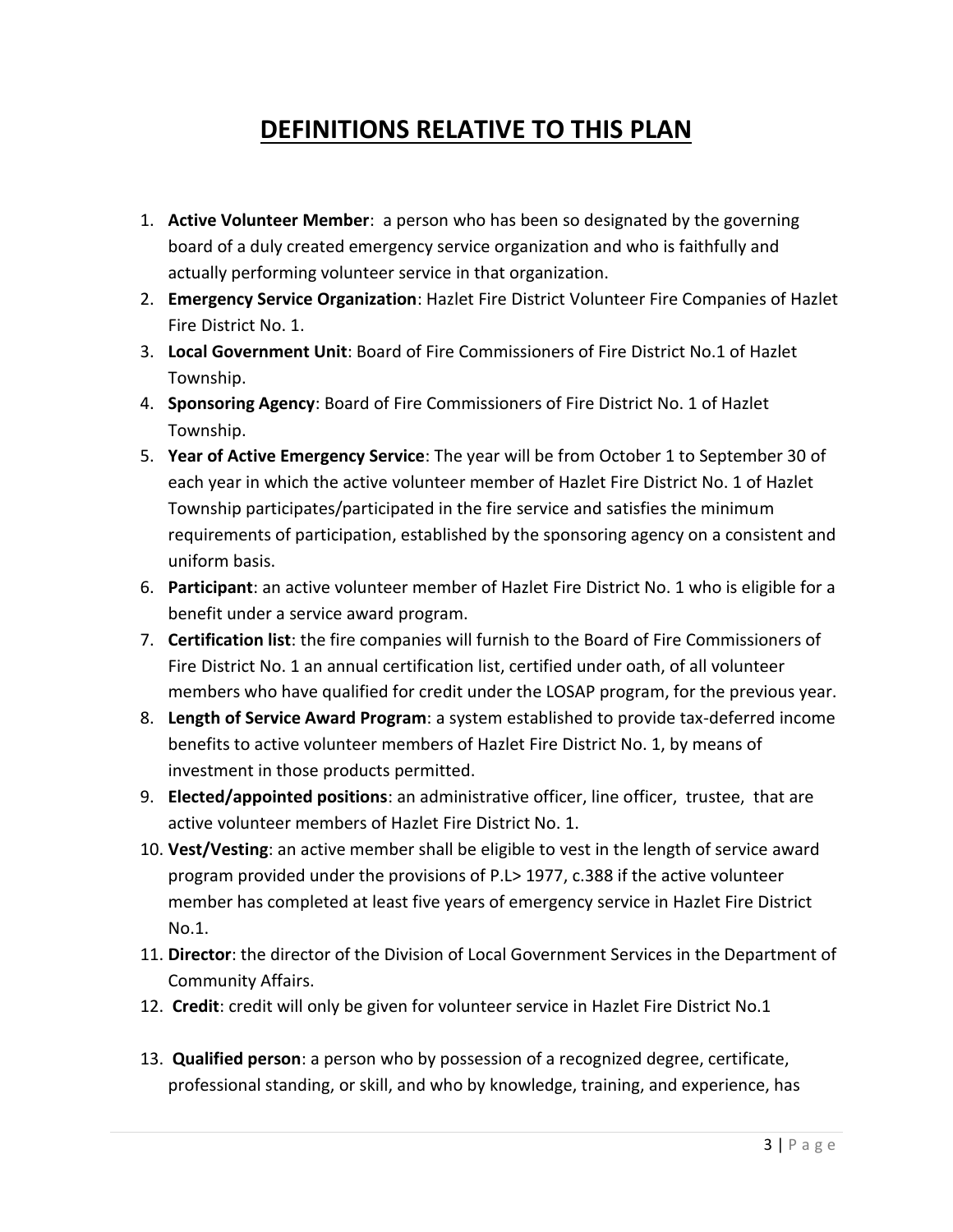# DEFINITIONS RELATIVE TO THIS PLAN

1. **Active Volunteer Member**: a person who has been so designated by the governing board of a duly created emergency service organization and who is faithfully and actually performing volunteer service in that organization.
2. **Emergency Service Organization**: Hazlet Fire District Volunteer Fire Companies of Hazlet Fire District No. 1.
3. **Local Government Unit**: Board of Fire Commissioners of Fire District No.1 of Hazlet Township.
4. **Sponsoring Agency**: Board of Fire Commissioners of Fire District No. 1 of Hazlet Township.
5. **Year of Active Emergency Service**: The year will be from October 1 to September 30 of each year in which the active volunteer member of Hazlet Fire District No. 1 of Hazlet Township participates/participated in the fire service and satisfies the minimum requirements of participation, established by the sponsoring agency on a consistent and uniform basis.
6. **Participant**: an active volunteer member of Hazlet Fire District No. 1 who is eligible for a benefit under a service award program.
7. **Certification list**: the fire companies will furnish to the Board of Fire Commissioners of Fire District No. 1 an annual certification list, certified under oath, of all volunteer members who have qualified for credit under the LOSAP program, for the previous year.
8. **Length of Service Award Program**: a system established to provide tax-deferred income benefits to active volunteer members of Hazlet Fire District No. 1, by means of investment in those products permitted.
9. **Elected/appointed positions**: an administrative officer, line officer, trustee, that are active volunteer members of Hazlet Fire District No. 1.
10. **Vest/Vesting**: an active member shall be eligible to vest in the length of service award program provided under the provisions of P.L> 1977, c.388 if the active volunteer member has completed at least five years of emergency service in Hazlet Fire District No.1.
11. **Director**: the director of the Division of Local Government Services in the Department of Community Affairs.
12. **Credit**: credit will only be given for volunteer service in Hazlet Fire District No.1
13. **Qualified person**: a person who by possession of a recognized degree, certificate, professional standing, or skill, and who by knowledge, training, and experience, has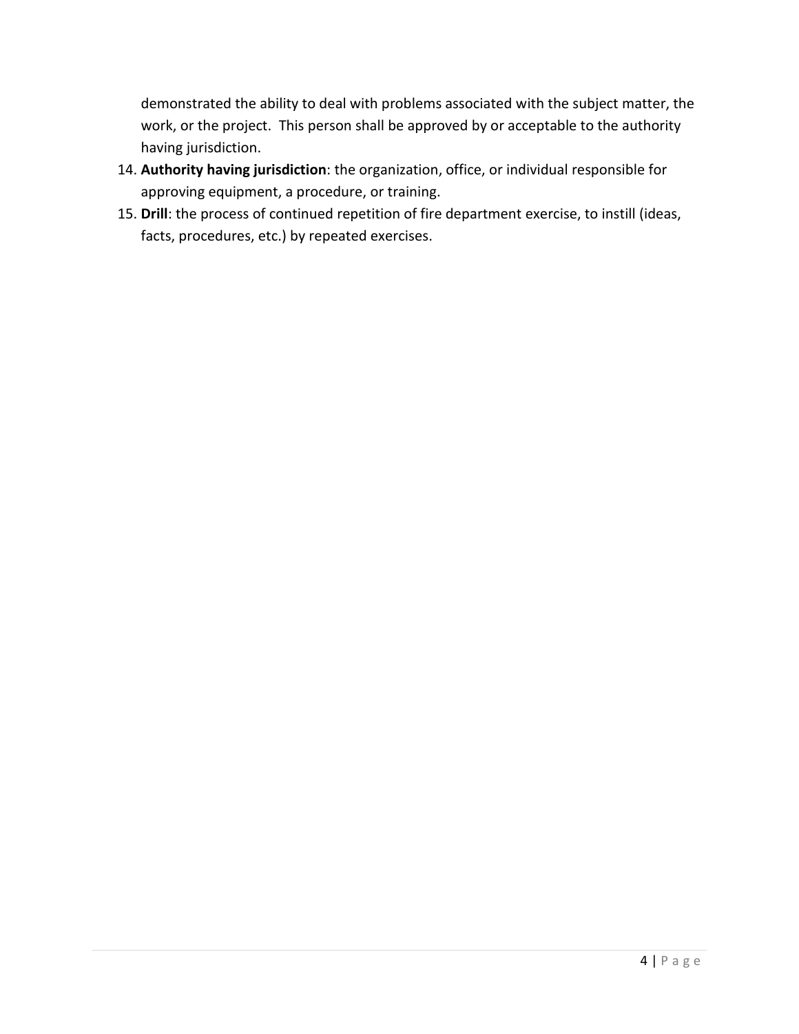demonstrated the ability to deal with problems associated with the subject matter, the work, or the project. This person shall be approved by or acceptable to the authority having jurisdiction.

14. **Authority having jurisdiction**: the organization, office, or individual responsible for approving equipment, a procedure, or training.
15. **Drill**: the process of continued repetition of fire department exercise, to instill (ideas, facts, procedures, etc.) by repeated exercises.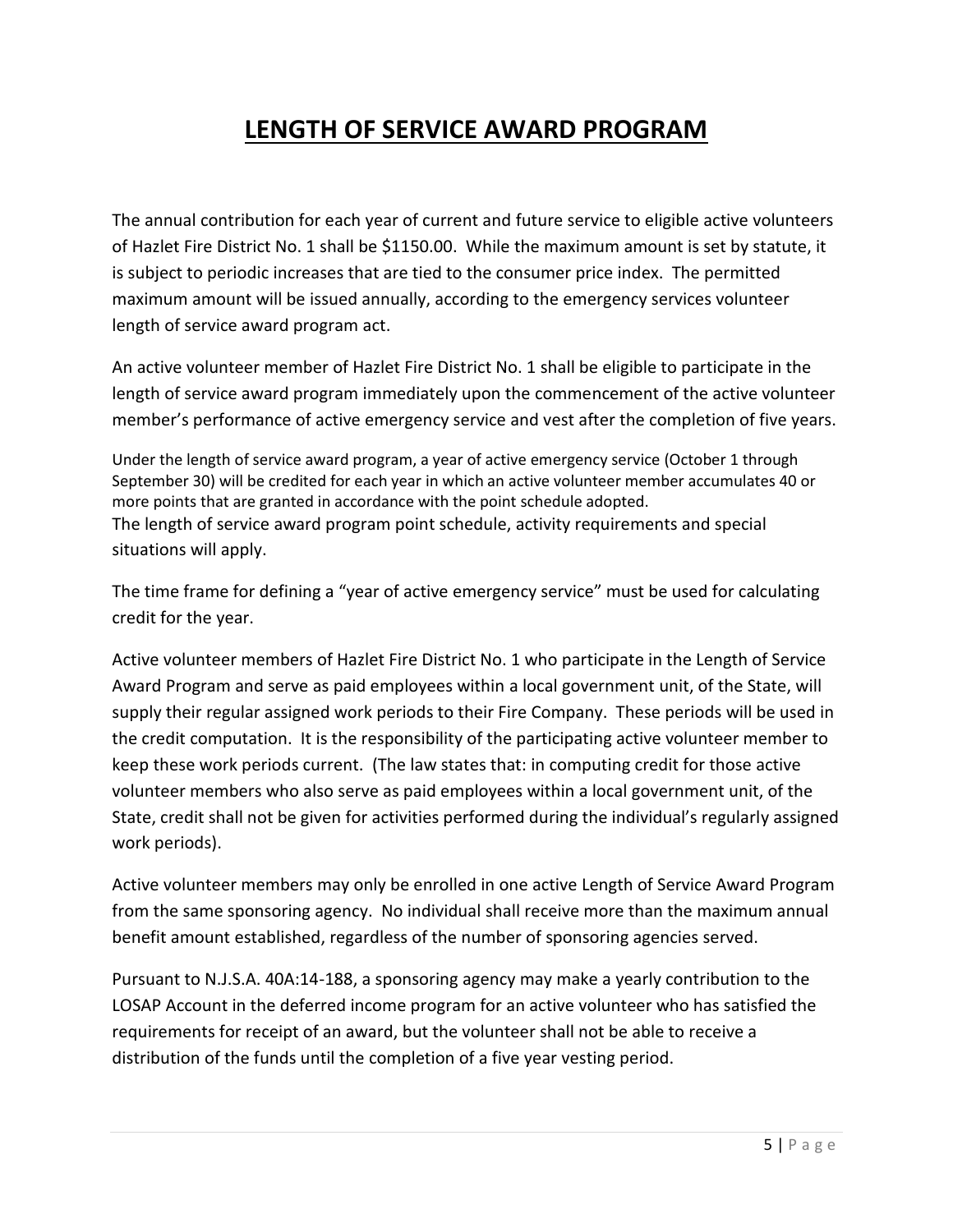# LENGTH OF SERVICE AWARD PROGRAM

The annual contribution for each year of current and future service to eligible active volunteers of Hazlet Fire District No. 1 shall be $1150.00. While the maximum amount is set by statute, it is subject to periodic increases that are tied to the consumer price index. The permitted maximum amount will be issued annually, according to the emergency services volunteer length of service award program act.

An active volunteer member of Hazlet Fire District No. 1 shall be eligible to participate in the length of service award program immediately upon the commencement of the active volunteer member's performance of active emergency service and vest after the completion of five years.

Under the length of service award program, a year of active emergency service (October 1 through September 30) will be credited for each year in which an active volunteer member accumulates 40 or more points that are granted in accordance with the point schedule adopted.
The length of service award program point schedule, activity requirements and special situations will apply.

The time frame for defining a "year of active emergency service" must be used for calculating credit for the year.

Active volunteer members of Hazlet Fire District No. 1 who participate in the Length of Service Award Program and serve as paid employees within a local government unit, of the State, will supply their regular assigned work periods to their Fire Company. These periods will be used in the credit computation. It is the responsibility of the participating active volunteer member to keep these work periods current. (The law states that: in computing credit for those active volunteer members who also serve as paid employees within a local government unit, of the State, credit shall not be given for activities performed during the individual's regularly assigned work periods).

Active volunteer members may only be enrolled in one active Length of Service Award Program from the same sponsoring agency. No individual shall receive more than the maximum annual benefit amount established, regardless of the number of sponsoring agencies served.

Pursuant to N.J.S.A. 40A:14-188, a sponsoring agency may make a yearly contribution to the LOSAP Account in the deferred income program for an active volunteer who has satisfied the requirements for receipt of an award, but the volunteer shall not be able to receive a distribution of the funds until the completion of a five year vesting period.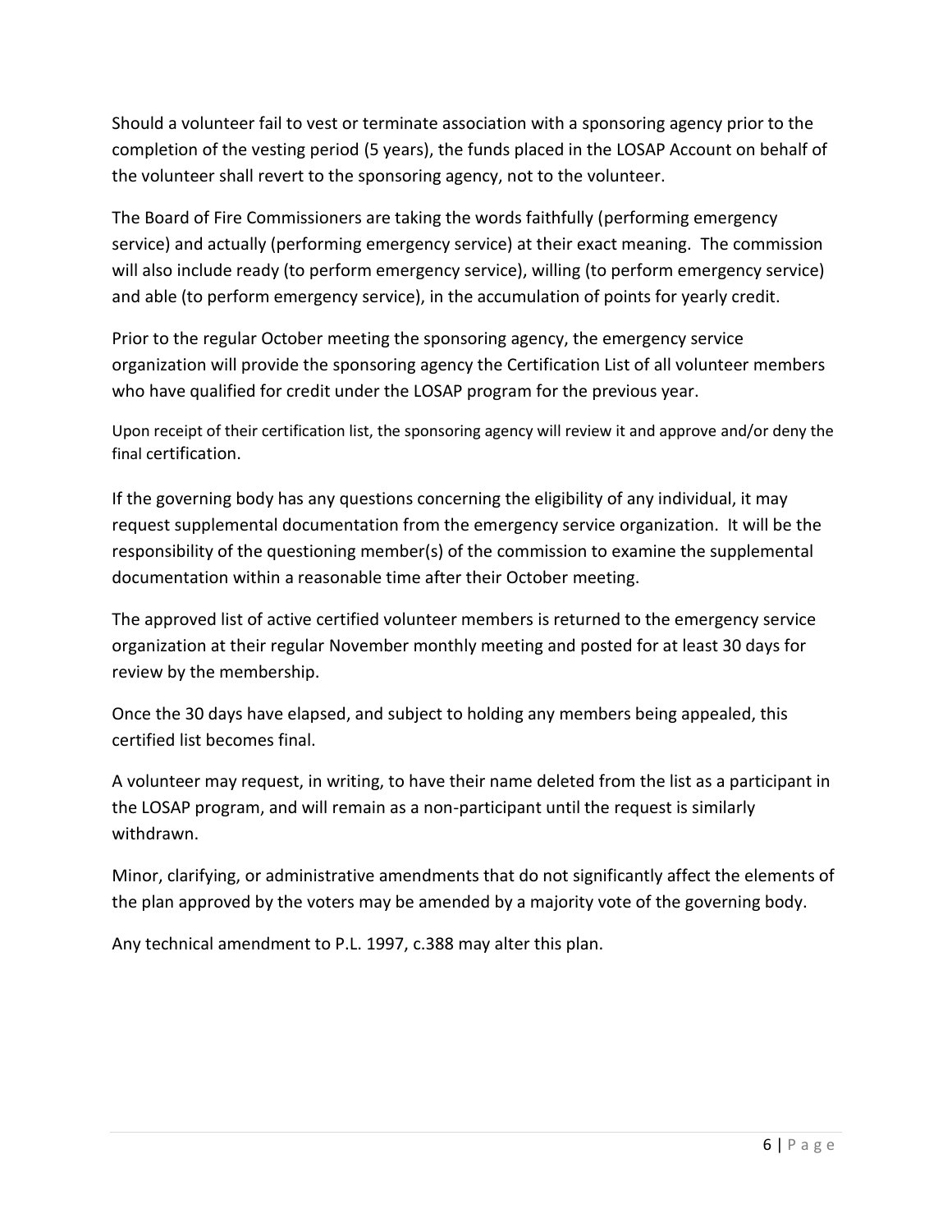Should a volunteer fail to vest or terminate association with a sponsoring agency prior to the completion of the vesting period (5 years), the funds placed in the LOSAP Account on behalf of the volunteer shall revert to the sponsoring agency, not to the volunteer.

The Board of Fire Commissioners are taking the words faithfully (performing emergency service) and actually (performing emergency service) at their exact meaning. The commission will also include ready (to perform emergency service), willing (to perform emergency service) and able (to perform emergency service), in the accumulation of points for yearly credit.

Prior to the regular October meeting the sponsoring agency, the emergency service organization will provide the sponsoring agency the Certification List of all volunteer members who have qualified for credit under the LOSAP program for the previous year.

Upon receipt of their certification list, the sponsoring agency will review it and approve and/or deny the final certification.

If the governing body has any questions concerning the eligibility of any individual, it may request supplemental documentation from the emergency service organization. It will be the responsibility of the questioning member(s) of the commission to examine the supplemental documentation within a reasonable time after their October meeting.

The approved list of active certified volunteer members is returned to the emergency service organization at their regular November monthly meeting and posted for at least 30 days for review by the membership.

Once the 30 days have elapsed, and subject to holding any members being appealed, this certified list becomes final.

A volunteer may request, in writing, to have their name deleted from the list as a participant in the LOSAP program, and will remain as a non-participant until the request is similarly withdrawn.

Minor, clarifying, or administrative amendments that do not significantly affect the elements of the plan approved by the voters may be amended by a majority vote of the governing body.

Any technical amendment to P.L. 1997, c.388 may alter this plan.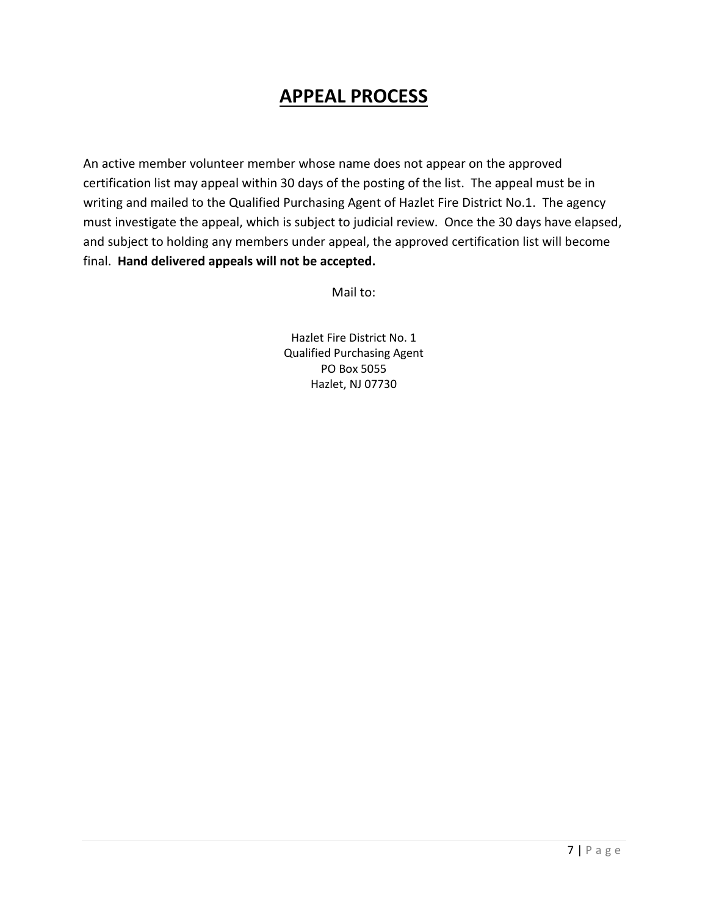# APPEAL PROCESS

An active member volunteer member whose name does not appear on the approved certification list may appeal within 30 days of the posting of the list. The appeal must be in writing and mailed to the Qualified Purchasing Agent of Hazlet Fire District No.1. The agency must investigate the appeal, which is subject to judicial review. Once the 30 days have elapsed, and subject to holding any members under appeal, the approved certification list will become final. **Hand delivered appeals will not be accepted.**

Mail to:

Hazlet Fire District No. 1
Qualified Purchasing Agent
PO Box 5055
Hazlet, NJ 07730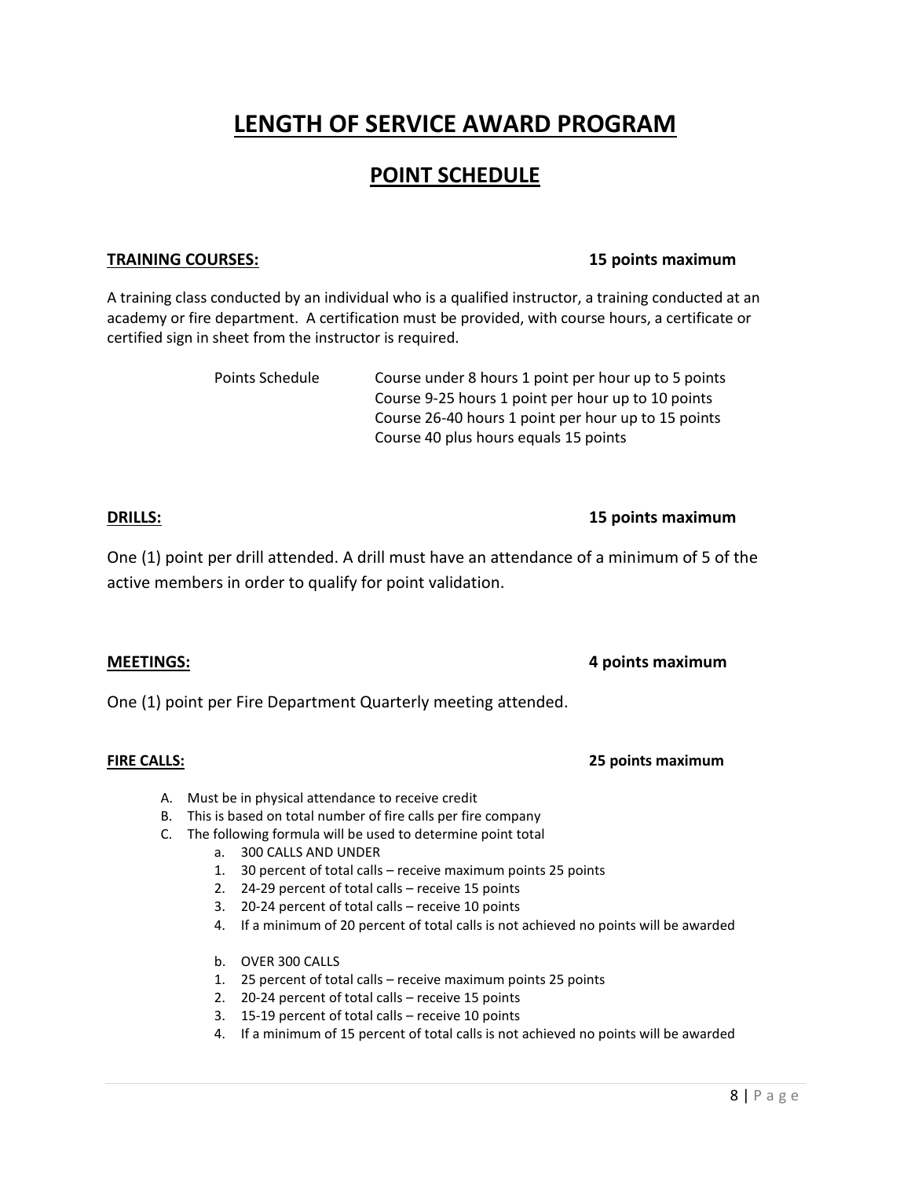# LENGTH OF SERVICE AWARD PROGRAM

## POINT SCHEDULE

**TRAINING COURSES:** **15 points maximum**

A training class conducted by an individual who is a qualified instructor, a training conducted at an academy or fire department. A certification must be provided, with course hours, a certificate or certified sign in sheet from the instructor is required.

Points Schedule

- Course under 8 hours 1 point per hour up to 5 points
- Course 9-25 hours 1 point per hour up to 10 points
- Course 26-40 hours 1 point per hour up to 15 points
- Course 40 plus hours equals 15 points

**DRILLS:** **15 points maximum**

One (1) point per drill attended. A drill must have an attendance of a minimum of 5 of the active members in order to qualify for point validation.

**MEETINGS:** **4 points maximum**

One (1) point per Fire Department Quarterly meeting attended.

**FIRE CALLS:** **25 points maximum**

A. Must be in physical attendance to receive credit
B. This is based on total number of fire calls per fire company
C. The following formula will be used to determine point total

   a. 300 CALLS AND UNDER
   1. 30 percent of total calls – receive maximum points 25 points
   2. 24-29 percent of total calls – receive 15 points
   3. 20-24 percent of total calls – receive 10 points
   4. If a minimum of 20 percent of total calls is not achieved no points will be awarded

   b. OVER 300 CALLS
   1. 25 percent of total calls – receive maximum points 25 points
   2. 20-24 percent of total calls – receive 15 points
   3. 15-19 percent of total calls – receive 10 points
   4. If a minimum of 15 percent of total calls is not achieved no points will be awarded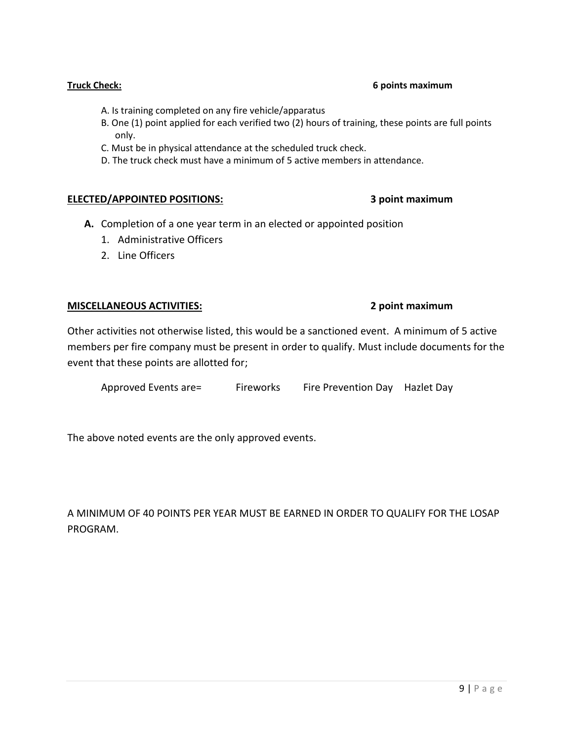**Truck Check:** **6 points maximum**

A. Is training completed on any fire vehicle/apparatus
B. One (1) point applied for each verified two (2) hours of training, these points are full points only.
C. Must be in physical attendance at the scheduled truck check.
D. The truck check must have a minimum of 5 active members in attendance.

**ELECTED/APPOINTED POSITIONS:** **3 point maximum**

**A.** Completion of a one year term in an elected or appointed position
1. Administrative Officers
2. Line Officers

**MISCELLANEOUS ACTIVITIES:** **2 point maximum**

Other activities not otherwise listed, this would be a sanctioned event. A minimum of 5 active members per fire company must be present in order to qualify. Must include documents for the event that these points are allotted for;

Approved Events are= Fireworks Fire Prevention Day Hazlet Day

The above noted events are the only approved events.

A MINIMUM OF 40 POINTS PER YEAR MUST BE EARNED IN ORDER TO QUALIFY FOR THE LOSAP PROGRAM.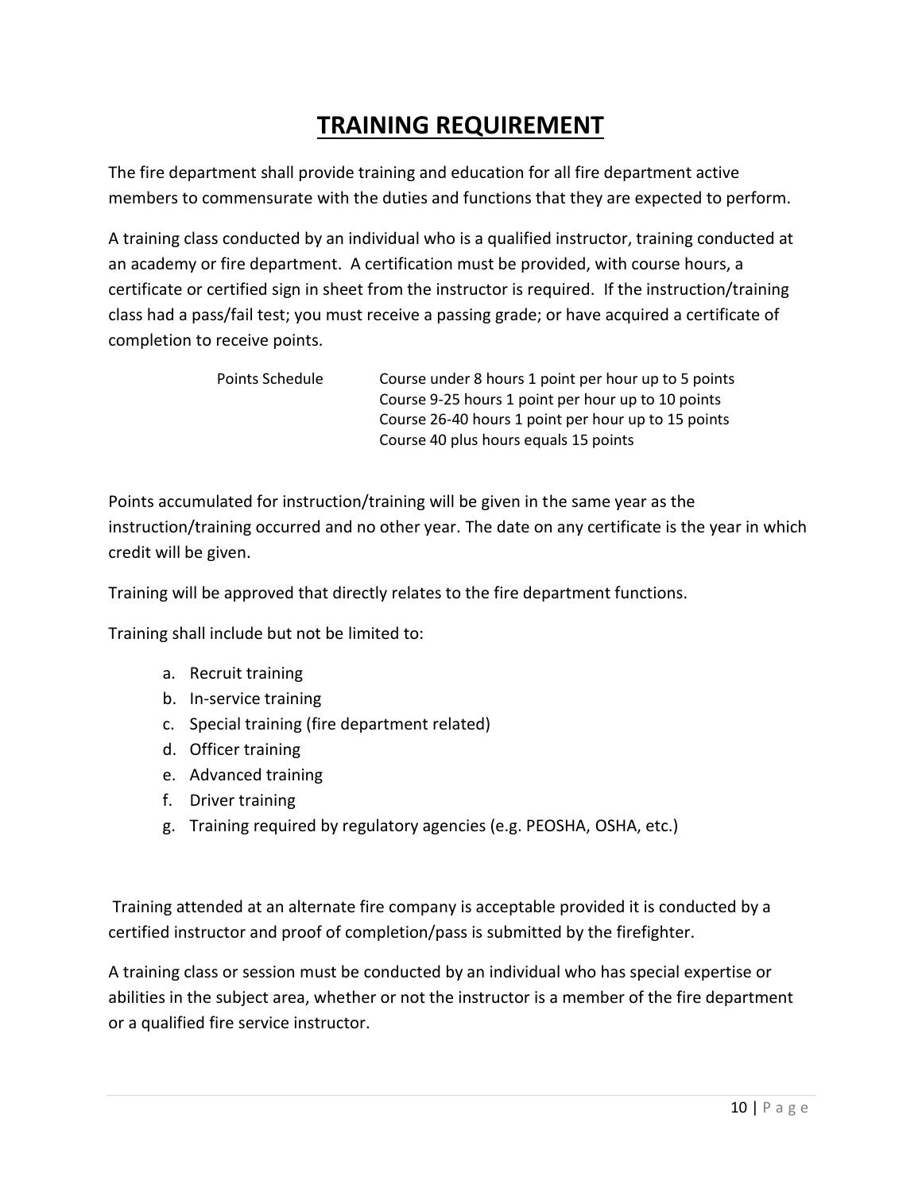# TRAINING REQUIREMENT

The fire department shall provide training and education for all fire department active members to commensurate with the duties and functions that they are expected to perform.

A training class conducted by an individual who is a qualified instructor, training conducted at an academy or fire department. A certification must be provided, with course hours, a certificate or certified sign in sheet from the instructor is required. If the instruction/training class had a pass/fail test; you must receive a passing grade; or have acquired a certificate of completion to receive points.

| Points Schedule | |
|---|---|
| | Course under 8 hours 1 point per hour up to 5 points |
| | Course 9-25 hours 1 point per hour up to 10 points |
| | Course 26-40 hours 1 point per hour up to 15 points |
| | Course 40 plus hours equals 15 points |

Points accumulated for instruction/training will be given in the same year as the instruction/training occurred and no other year. The date on any certificate is the year in which credit will be given.

Training will be approved that directly relates to the fire department functions.

Training shall include but not be limited to:

a. Recruit training
b. In-service training
c. Special training (fire department related)
d. Officer training
e. Advanced training
f. Driver training
g. Training required by regulatory agencies (e.g. PEOSHA, OSHA, etc.)

Training attended at an alternate fire company is acceptable provided it is conducted by a certified instructor and proof of completion/pass is submitted by the firefighter.

A training class or session must be conducted by an individual who has special expertise or abilities in the subject area, whether or not the instructor is a member of the fire department or a qualified fire service instructor.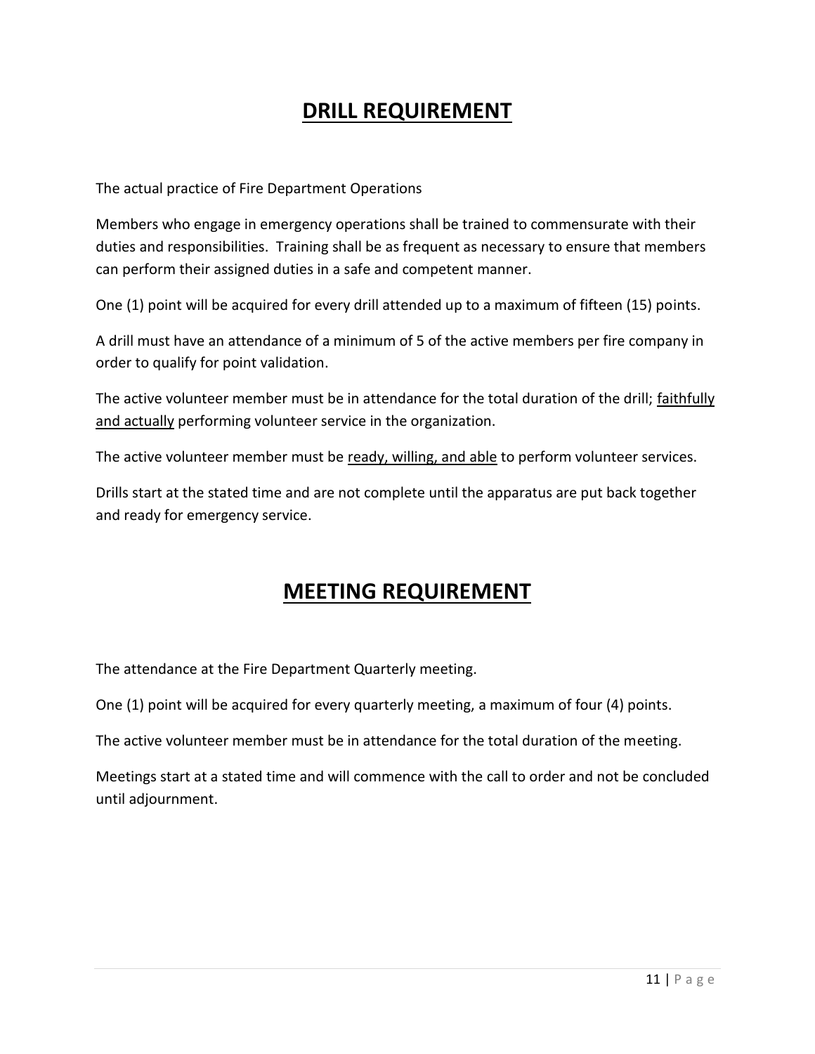# DRILL REQUIREMENT

The actual practice of Fire Department Operations

Members who engage in emergency operations shall be trained to commensurate with their duties and responsibilities. Training shall be as frequent as necessary to ensure that members can perform their assigned duties in a safe and competent manner.

One (1) point will be acquired for every drill attended up to a maximum of fifteen (15) points.

A drill must have an attendance of a minimum of 5 of the active members per fire company in order to qualify for point validation.

The active volunteer member must be in attendance for the total duration of the drill; <u>faithfully and actually</u> performing volunteer service in the organization.

The active volunteer member must be <u>ready, willing, and able</u> to perform volunteer services.

Drills start at the stated time and are not complete until the apparatus are put back together and ready for emergency service.

# MEETING REQUIREMENT

The attendance at the Fire Department Quarterly meeting.

One (1) point will be acquired for every quarterly meeting, a maximum of four (4) points.

The active volunteer member must be in attendance for the total duration of the meeting.

Meetings start at a stated time and will commence with the call to order and not be concluded until adjournment.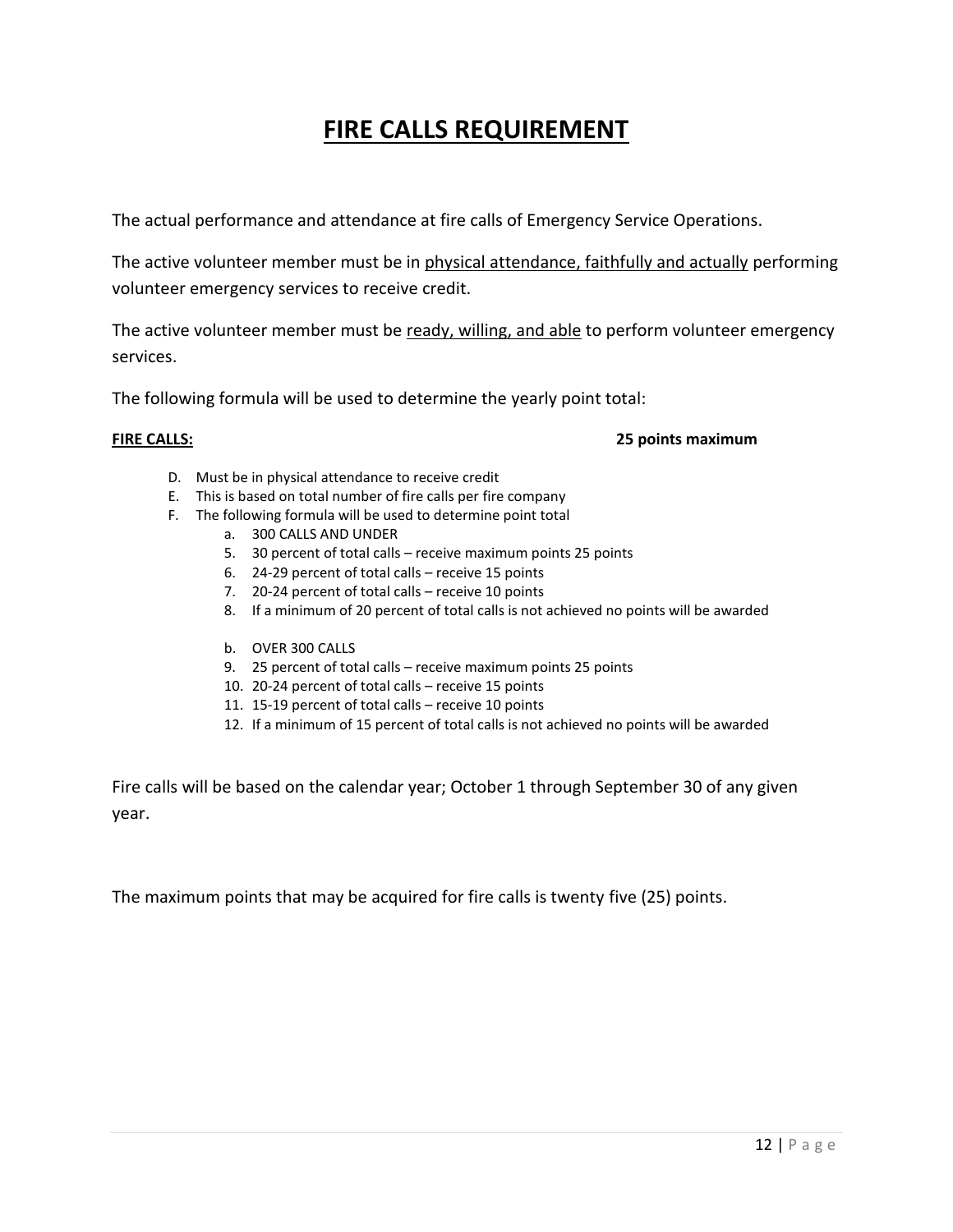# FIRE CALLS REQUIREMENT

The actual performance and attendance at fire calls of Emergency Service Operations.

The active volunteer member must be in <u>physical attendance, faithfully and actually</u> performing volunteer emergency services to receive credit.

The active volunteer member must be <u>ready, willing, and able</u> to perform volunteer emergency services.

The following formula will be used to determine the yearly point total:

**<u>FIRE CALLS:</u>** **25 points maximum**

D. Must be in physical attendance to receive credit
E. This is based on total number of fire calls per fire company
F. The following formula will be used to determine point total
   a. 300 CALLS AND UNDER
   5. 30 percent of total calls – receive maximum points 25 points
   6. 24-29 percent of total calls – receive 15 points
   7. 20-24 percent of total calls – receive 10 points
   8. If a minimum of 20 percent of total calls is not achieved no points will be awarded

   b. OVER 300 CALLS
   9. 25 percent of total calls – receive maximum points 25 points
   10. 20-24 percent of total calls – receive 15 points
   11. 15-19 percent of total calls – receive 10 points
   12. If a minimum of 15 percent of total calls is not achieved no points will be awarded

Fire calls will be based on the calendar year; October 1 through September 30 of any given year.

The maximum points that may be acquired for fire calls is twenty five (25) points.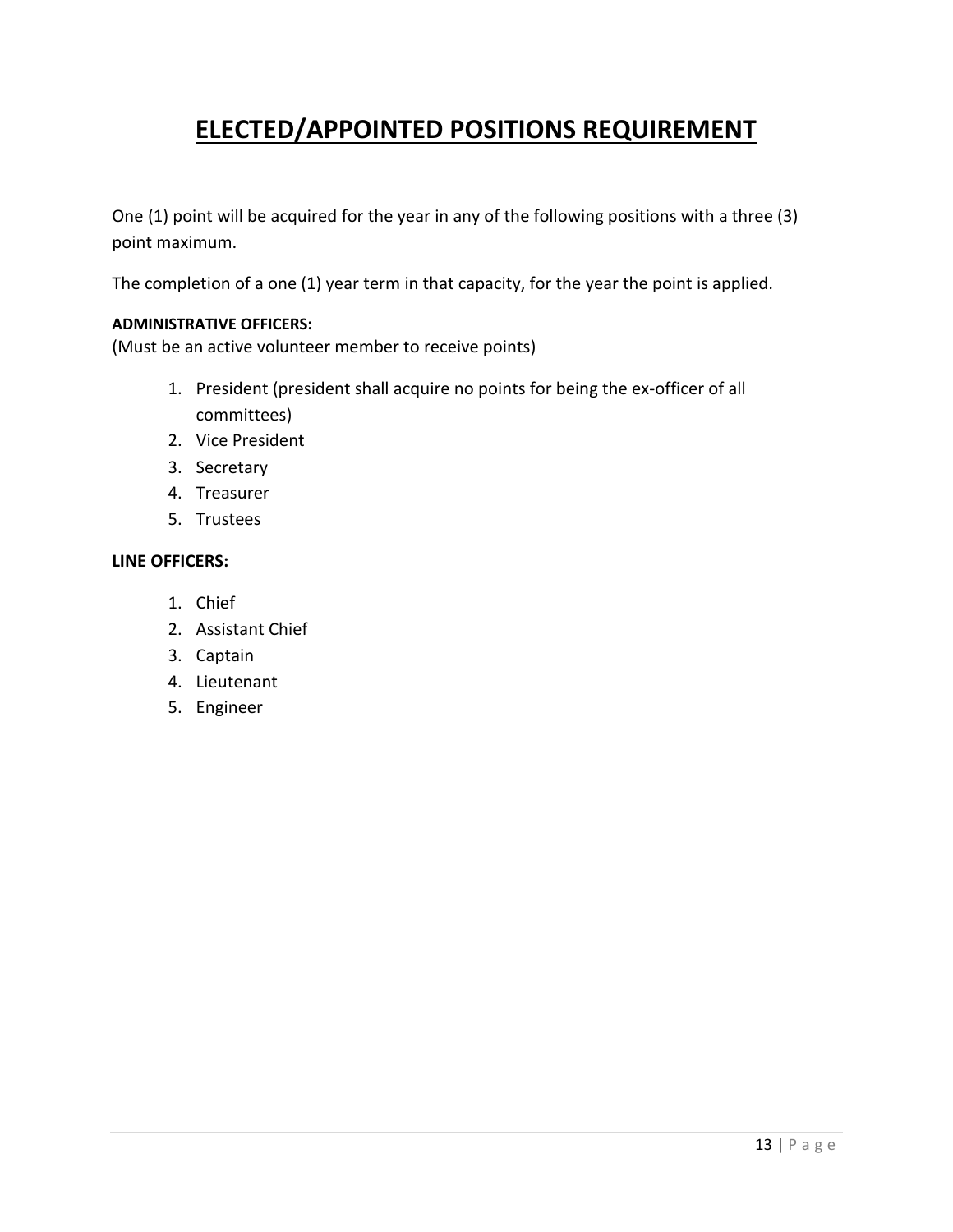# ELECTED/APPOINTED POSITIONS REQUIREMENT

One (1) point will be acquired for the year in any of the following positions with a three (3) point maximum.

The completion of a one (1) year term in that capacity, for the year the point is applied.

**ADMINISTRATIVE OFFICERS:**
(Must be an active volunteer member to receive points)

1. President (president shall acquire no points for being the ex-officer of all committees)
2. Vice President
3. Secretary
4. Treasurer
5. Trustees

**LINE OFFICERS:**

1. Chief
2. Assistant Chief
3. Captain
4. Lieutenant
5. Engineer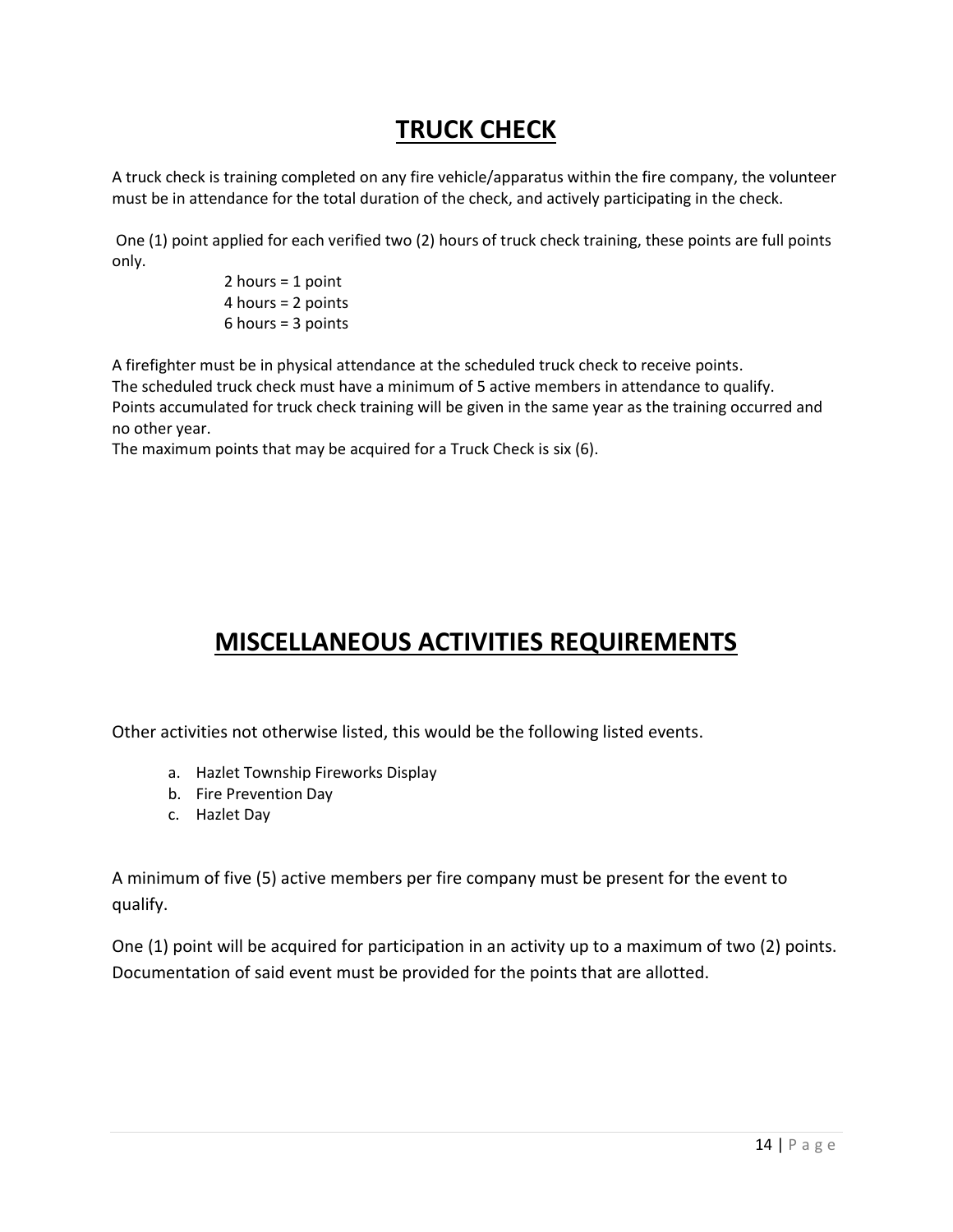# **TRUCK CHECK**

A truck check is training completed on any fire vehicle/apparatus within the fire company, the volunteer must be in attendance for the total duration of the check, and actively participating in the check.

One (1) point applied for each verified two (2) hours of truck check training, these points are full points only.

2 hours = 1 point
4 hours = 2 points
6 hours = 3 points

A firefighter must be in physical attendance at the scheduled truck check to receive points.
The scheduled truck check must have a minimum of 5 active members in attendance to qualify.
Points accumulated for truck check training will be given in the same year as the training occurred and no other year.
The maximum points that may be acquired for a Truck Check is six (6).

# **MISCELLANEOUS ACTIVITIES REQUIREMENTS**

Other activities not otherwise listed, this would be the following listed events.

a. Hazlet Township Fireworks Display
b. Fire Prevention Day
c. Hazlet Day

A minimum of five (5) active members per fire company must be present for the event to qualify.

One (1) point will be acquired for participation in an activity up to a maximum of two (2) points. Documentation of said event must be provided for the points that are allotted.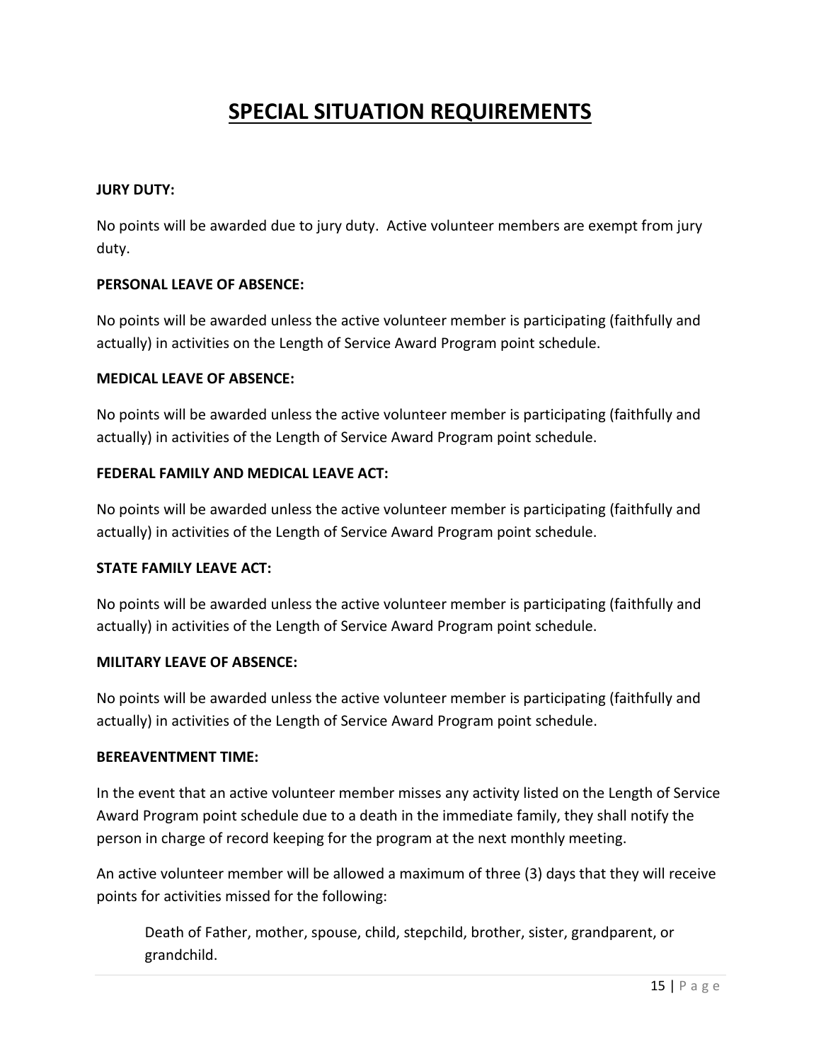# SPECIAL SITUATION REQUIREMENTS

**JURY DUTY:**

No points will be awarded due to jury duty. Active volunteer members are exempt from jury duty.

**PERSONAL LEAVE OF ABSENCE:**

No points will be awarded unless the active volunteer member is participating (faithfully and actually) in activities on the Length of Service Award Program point schedule.

**MEDICAL LEAVE OF ABSENCE:**

No points will be awarded unless the active volunteer member is participating (faithfully and actually) in activities of the Length of Service Award Program point schedule.

**FEDERAL FAMILY AND MEDICAL LEAVE ACT:**

No points will be awarded unless the active volunteer member is participating (faithfully and actually) in activities of the Length of Service Award Program point schedule.

**STATE FAMILY LEAVE ACT:**

No points will be awarded unless the active volunteer member is participating (faithfully and actually) in activities of the Length of Service Award Program point schedule.

**MILITARY LEAVE OF ABSENCE:**

No points will be awarded unless the active volunteer member is participating (faithfully and actually) in activities of the Length of Service Award Program point schedule.

**BEREAVENTMENT TIME:**

In the event that an active volunteer member misses any activity listed on the Length of Service Award Program point schedule due to a death in the immediate family, they shall notify the person in charge of record keeping for the program at the next monthly meeting.

An active volunteer member will be allowed a maximum of three (3) days that they will receive points for activities missed for the following:

> Death of Father, mother, spouse, child, stepchild, brother, sister, grandparent, or grandchild.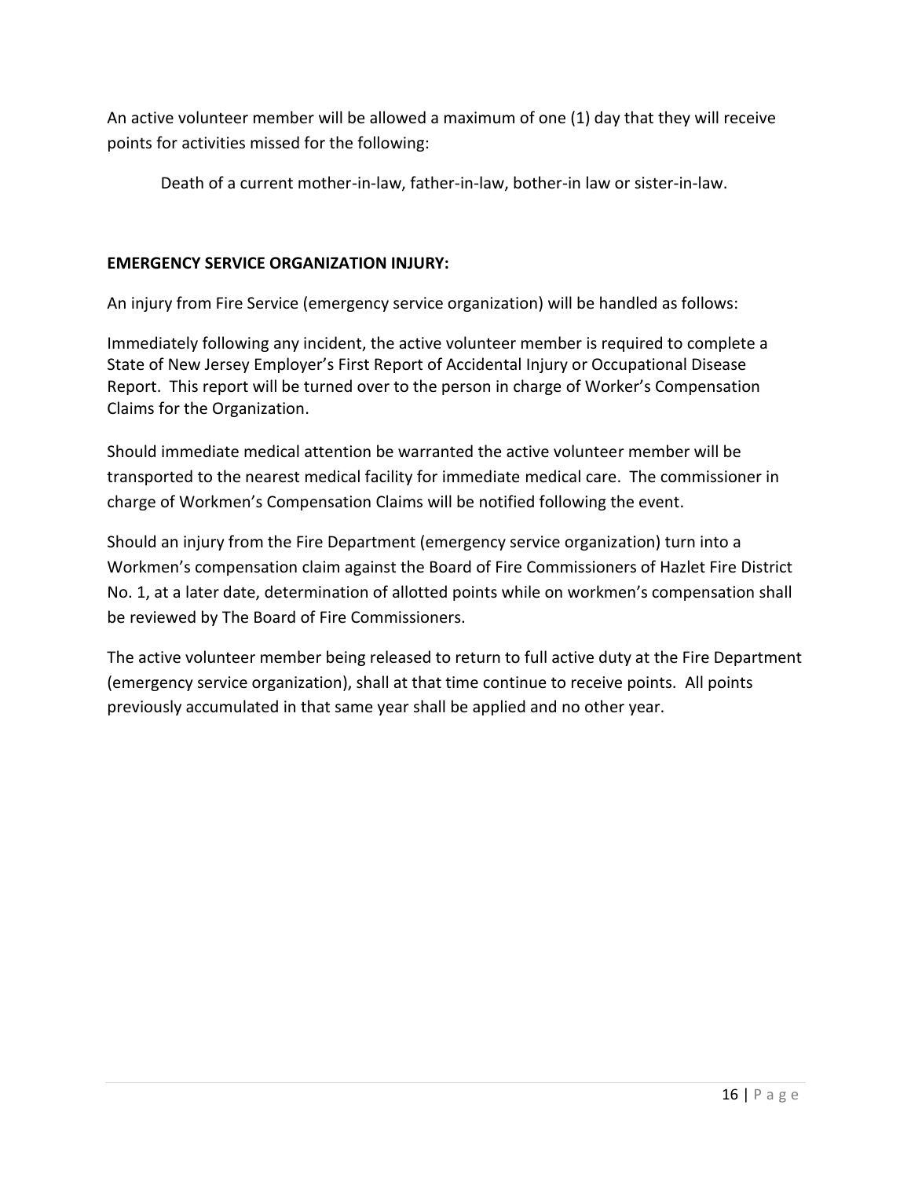An active volunteer member will be allowed a maximum of one (1) day that they will receive points for activities missed for the following:

Death of a current mother-in-law, father-in-law, bother-in law or sister-in-law.

**EMERGENCY SERVICE ORGANIZATION INJURY:**

An injury from Fire Service (emergency service organization) will be handled as follows:

Immediately following any incident, the active volunteer member is required to complete a State of New Jersey Employer's First Report of Accidental Injury or Occupational Disease Report. This report will be turned over to the person in charge of Worker's Compensation Claims for the Organization.

Should immediate medical attention be warranted the active volunteer member will be transported to the nearest medical facility for immediate medical care. The commissioner in charge of Workmen's Compensation Claims will be notified following the event.

Should an injury from the Fire Department (emergency service organization) turn into a Workmen's compensation claim against the Board of Fire Commissioners of Hazlet Fire District No. 1, at a later date, determination of allotted points while on workmen's compensation shall be reviewed by The Board of Fire Commissioners.

The active volunteer member being released to return to full active duty at the Fire Department (emergency service organization), shall at that time continue to receive points. All points previously accumulated in that same year shall be applied and no other year.